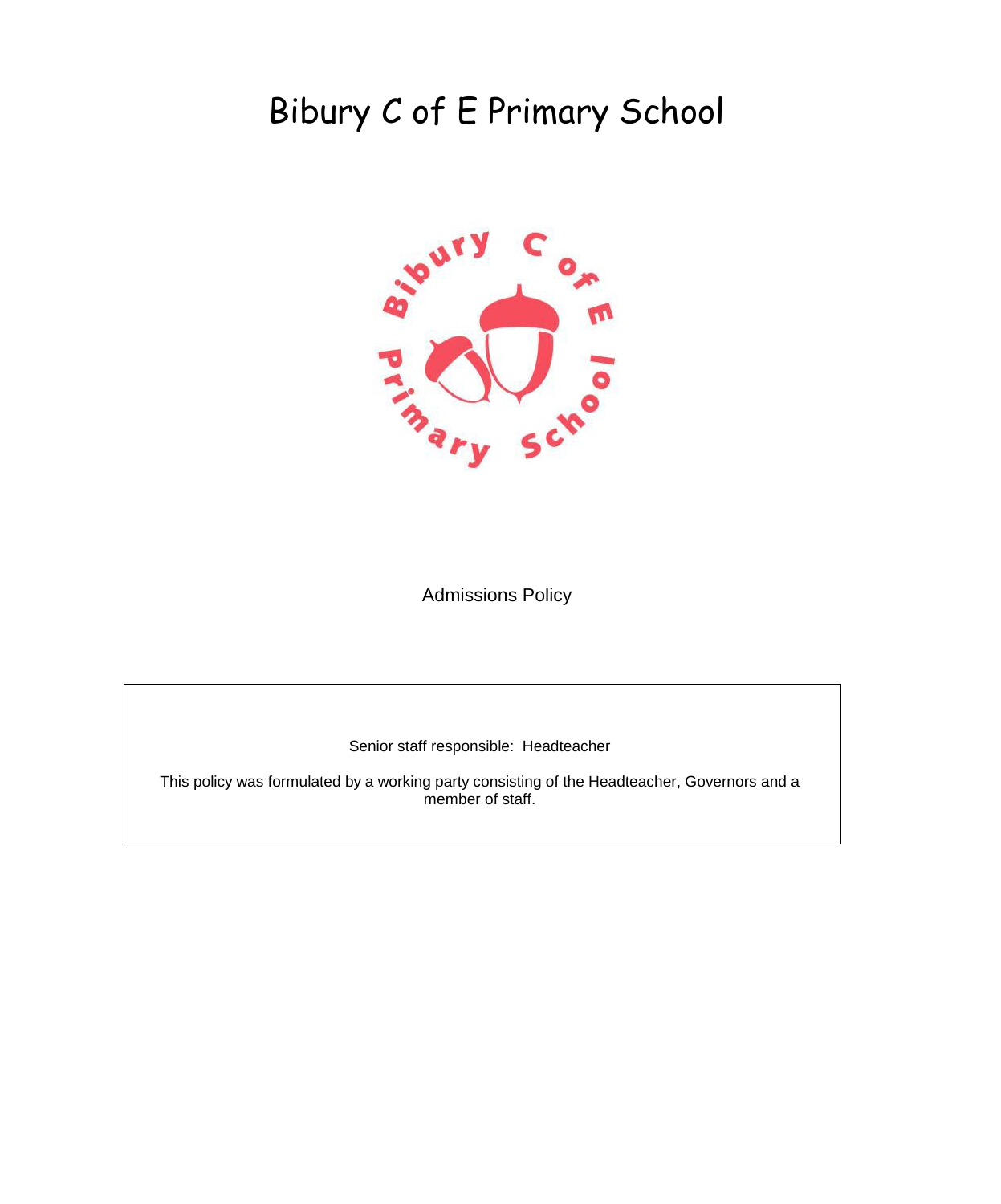# Bibury C of E Primary School

Admissions Policy

Senior staff responsible: Headteacher

This policy was formulated by a working party consisting of the Headteacher, Governors and a member of staff.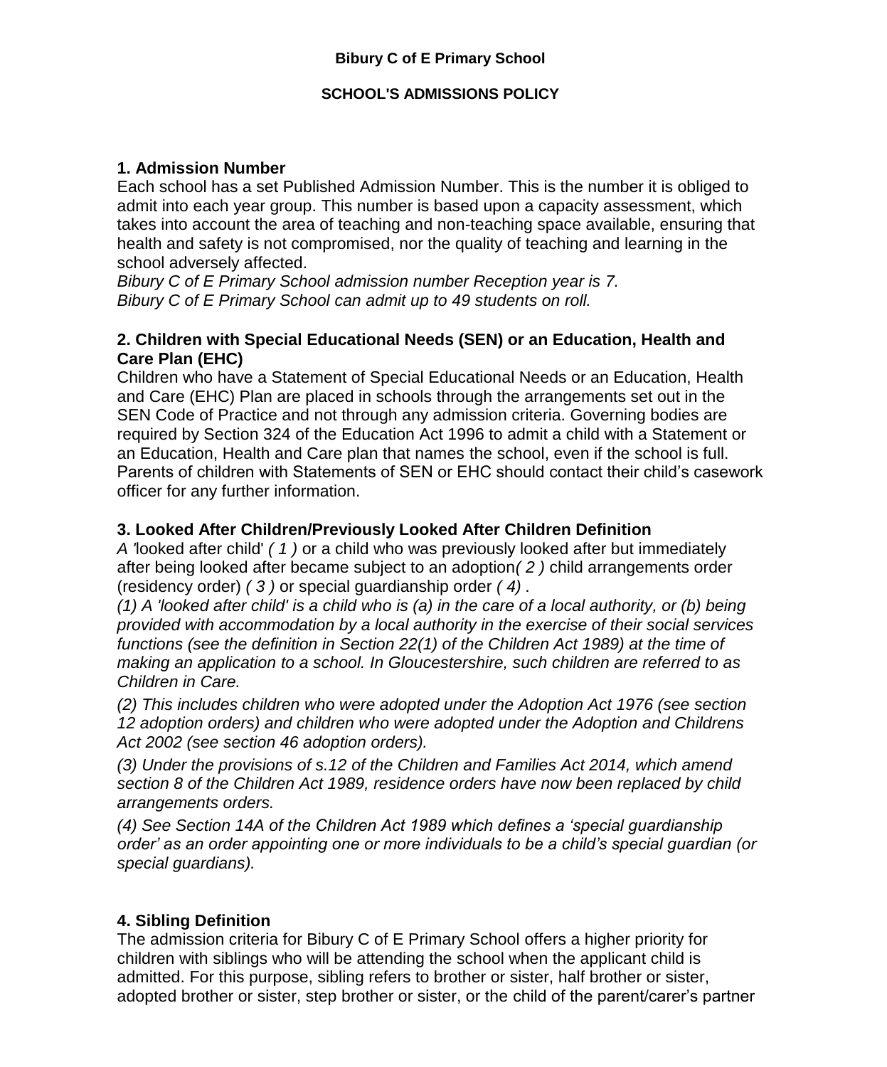**Bibury C of E Primary School**

**SCHOOL'S ADMISSIONS POLICY**

## 1. Admission Number

Each school has a set Published Admission Number. This is the number it is obliged to admit into each year group. This number is based upon a capacity assessment, which takes into account the area of teaching and non-teaching space available, ensuring that health and safety is not compromised, nor the quality of teaching and learning in the school adversely affected.

*Bibury C of E Primary School admission number Reception year is 7.*
*Bibury C of E Primary School can admit up to 49 students on roll.*

## 2. Children with Special Educational Needs (SEN) or an Education, Health and Care Plan (EHC)

Children who have a Statement of Special Educational Needs or an Education, Health and Care (EHC) Plan are placed in schools through the arrangements set out in the SEN Code of Practice and not through any admission criteria. Governing bodies are required by Section 324 of the Education Act 1996 to admit a child with a Statement or an Education, Health and Care plan that names the school, even if the school is full. Parents of children with Statements of SEN or EHC should contact their child's casework officer for any further information.

## 3. Looked After Children/Previously Looked After Children Definition

*A* 'looked after child' *( 1 )* or a child who was previously looked after but immediately after being looked after became subject to an adoption*( 2 )* child arrangements order (residency order) *( 3 )* or special guardianship order *( 4)* .

*(1) A 'looked after child' is a child who is (a) in the care of a local authority, or (b) being provided with accommodation by a local authority in the exercise of their social services functions (see the definition in Section 22(1) of the Children Act 1989) at the time of making an application to a school. In Gloucestershire, such children are referred to as Children in Care.*

*(2) This includes children who were adopted under the Adoption Act 1976 (see section 12 adoption orders) and children who were adopted under the Adoption and Childrens Act 2002 (see section 46 adoption orders).*

*(3) Under the provisions of s.12 of the Children and Families Act 2014, which amend section 8 of the Children Act 1989, residence orders have now been replaced by child arrangements orders.*

*(4) See Section 14A of the Children Act 1989 which defines a 'special guardianship order' as an order appointing one or more individuals to be a child's special guardian (or special guardians).*

## 4. Sibling Definition

The admission criteria for Bibury C of E Primary School offers a higher priority for children with siblings who will be attending the school when the applicant child is admitted. For this purpose, sibling refers to brother or sister, half brother or sister, adopted brother or sister, step brother or sister, or the child of the parent/carer's partner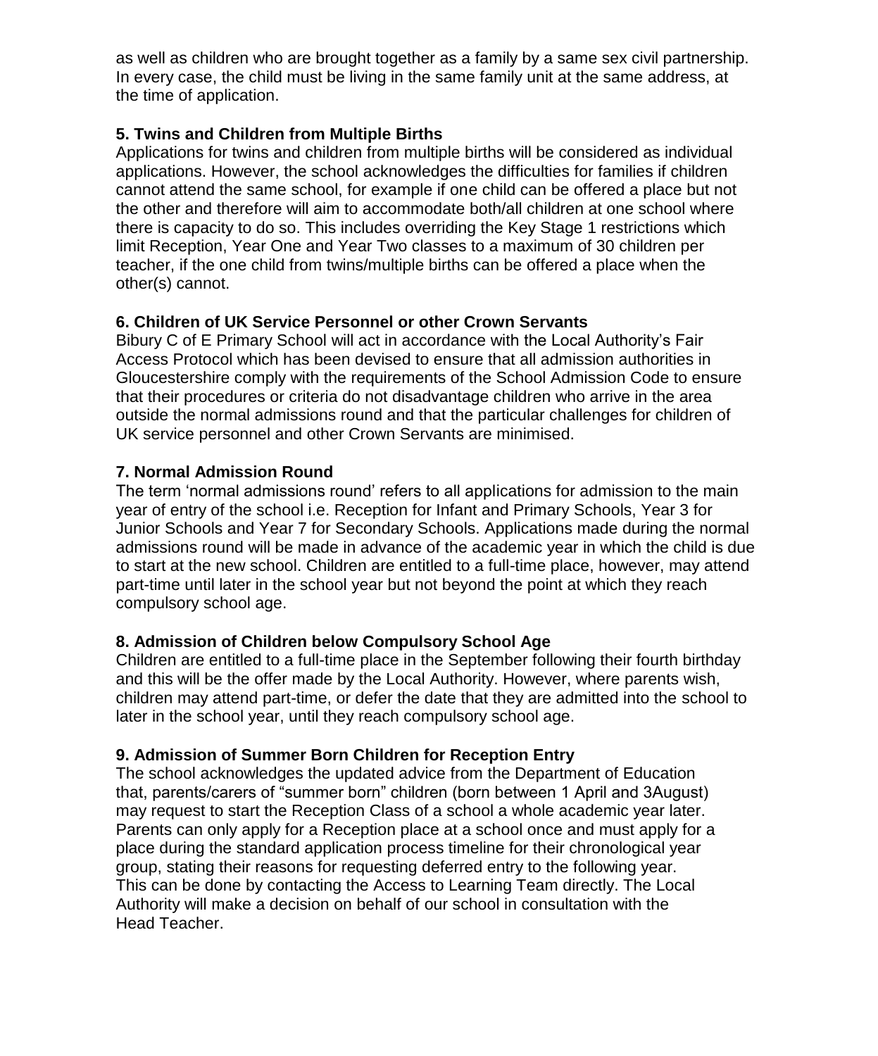as well as children who are brought together as a family by a same sex civil partnership. In every case, the child must be living in the same family unit at the same address, at the time of application.

**5. Twins and Children from Multiple Births**

Applications for twins and children from multiple births will be considered as individual applications. However, the school acknowledges the difficulties for families if children cannot attend the same school, for example if one child can be offered a place but not the other and therefore will aim to accommodate both/all children at one school where there is capacity to do so. This includes overriding the Key Stage 1 restrictions which limit Reception, Year One and Year Two classes to a maximum of 30 children per teacher, if the one child from twins/multiple births can be offered a place when the other(s) cannot.

**6. Children of UK Service Personnel or other Crown Servants**

Bibury C of E Primary School will act in accordance with the Local Authority's Fair Access Protocol which has been devised to ensure that all admission authorities in Gloucestershire comply with the requirements of the School Admission Code to ensure that their procedures or criteria do not disadvantage children who arrive in the area outside the normal admissions round and that the particular challenges for children of UK service personnel and other Crown Servants are minimised.

**7. Normal Admission Round**

The term 'normal admissions round' refers to all applications for admission to the main year of entry of the school i.e. Reception for Infant and Primary Schools, Year 3 for Junior Schools and Year 7 for Secondary Schools. Applications made during the normal admissions round will be made in advance of the academic year in which the child is due to start at the new school. Children are entitled to a full-time place, however, may attend part-time until later in the school year but not beyond the point at which they reach compulsory school age.

**8. Admission of Children below Compulsory School Age**

Children are entitled to a full-time place in the September following their fourth birthday and this will be the offer made by the Local Authority. However, where parents wish, children may attend part-time, or defer the date that they are admitted into the school to later in the school year, until they reach compulsory school age.

**9. Admission of Summer Born Children for Reception Entry**

The school acknowledges the updated advice from the Department of Education that, parents/carers of "summer born" children (born between 1 April and 3August) may request to start the Reception Class of a school a whole academic year later. Parents can only apply for a Reception place at a school once and must apply for a place during the standard application process timeline for their chronological year group, stating their reasons for requesting deferred entry to the following year. This can be done by contacting the Access to Learning Team directly. The Local Authority will make a decision on behalf of our school in consultation with the Head Teacher.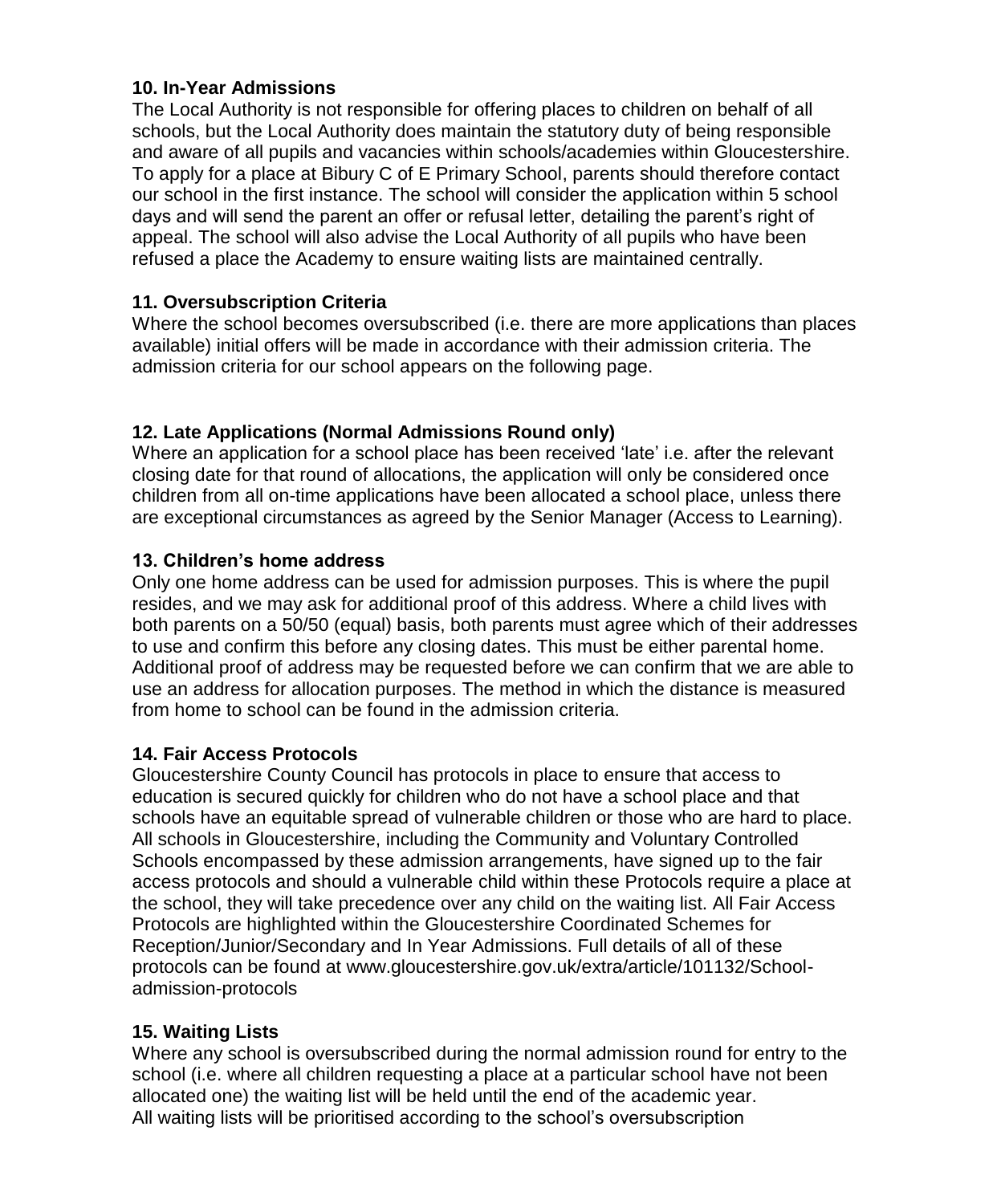**10. In-Year Admissions**
The Local Authority is not responsible for offering places to children on behalf of all schools, but the Local Authority does maintain the statutory duty of being responsible and aware of all pupils and vacancies within schools/academies within Gloucestershire. To apply for a place at Bibury C of E Primary School, parents should therefore contact our school in the first instance. The school will consider the application within 5 school days and will send the parent an offer or refusal letter, detailing the parent's right of appeal. The school will also advise the Local Authority of all pupils who have been refused a place the Academy to ensure waiting lists are maintained centrally.

**11. Oversubscription Criteria**
Where the school becomes oversubscribed (i.e. there are more applications than places available) initial offers will be made in accordance with their admission criteria. The admission criteria for our school appears on the following page.

**12. Late Applications (Normal Admissions Round only)**
Where an application for a school place has been received 'late' i.e. after the relevant closing date for that round of allocations, the application will only be considered once children from all on-time applications have been allocated a school place, unless there are exceptional circumstances as agreed by the Senior Manager (Access to Learning).

**13. Children's home address**
Only one home address can be used for admission purposes. This is where the pupil resides, and we may ask for additional proof of this address. Where a child lives with both parents on a 50/50 (equal) basis, both parents must agree which of their addresses to use and confirm this before any closing dates. This must be either parental home. Additional proof of address may be requested before we can confirm that we are able to use an address for allocation purposes. The method in which the distance is measured from home to school can be found in the admission criteria.

**14. Fair Access Protocols**
Gloucestershire County Council has protocols in place to ensure that access to education is secured quickly for children who do not have a school place and that schools have an equitable spread of vulnerable children or those who are hard to place. All schools in Gloucestershire, including the Community and Voluntary Controlled Schools encompassed by these admission arrangements, have signed up to the fair access protocols and should a vulnerable child within these Protocols require a place at the school, they will take precedence over any child on the waiting list. All Fair Access Protocols are highlighted within the Gloucestershire Coordinated Schemes for Reception/Junior/Secondary and In Year Admissions. Full details of all of these protocols can be found at www.gloucestershire.gov.uk/extra/article/101132/School-admission-protocols

**15. Waiting Lists**
Where any school is oversubscribed during the normal admission round for entry to the school (i.e. where all children requesting a place at a particular school have not been allocated one) the waiting list will be held until the end of the academic year.
All waiting lists will be prioritised according to the school's oversubscription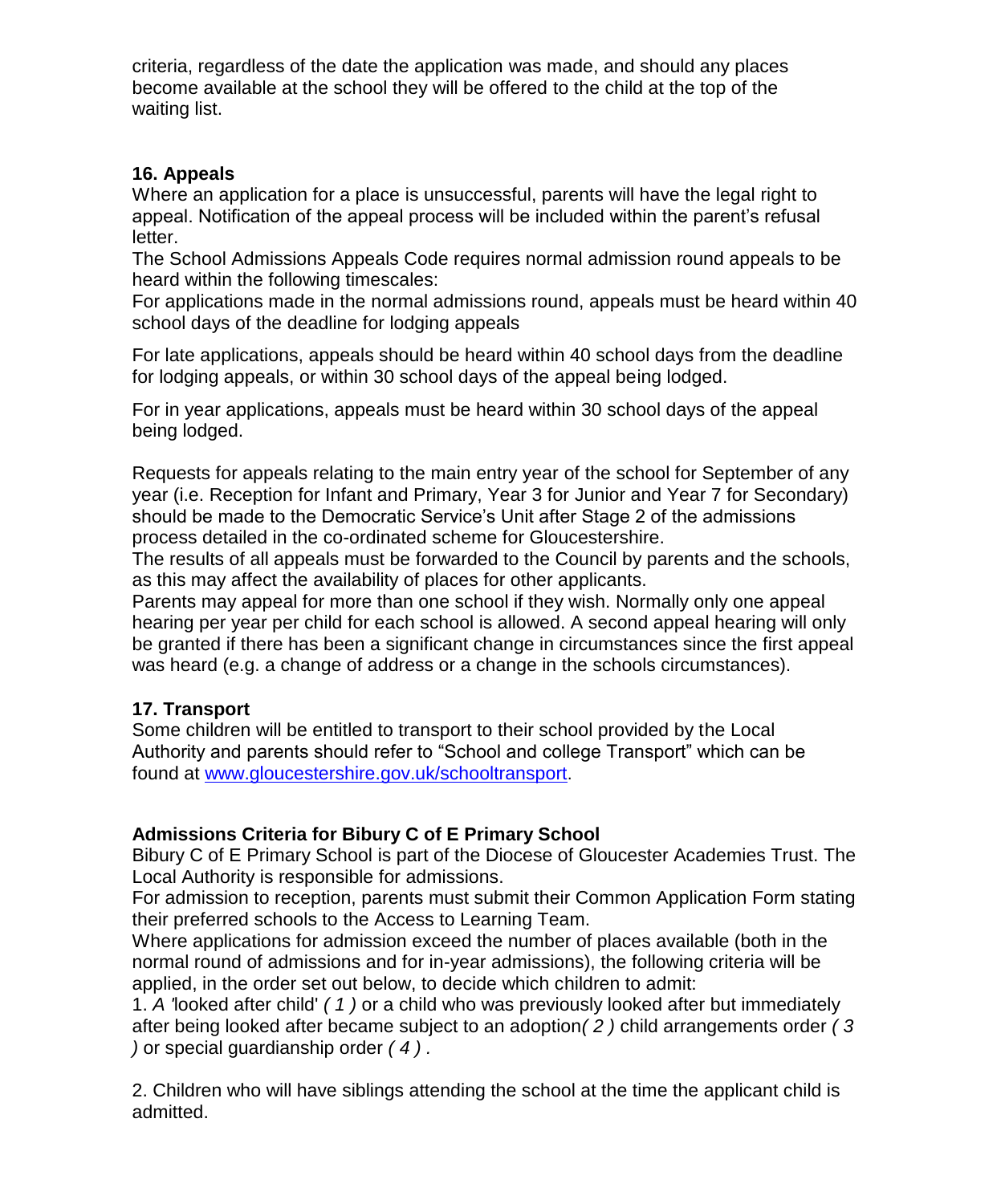criteria, regardless of the date the application was made, and should any places become available at the school they will be offered to the child at the top of the waiting list.

### 16. Appeals

Where an application for a place is unsuccessful, parents will have the legal right to appeal. Notification of the appeal process will be included within the parent's refusal letter.

The School Admissions Appeals Code requires normal admission round appeals to be heard within the following timescales:

For applications made in the normal admissions round, appeals must be heard within 40 school days of the deadline for lodging appeals

For late applications, appeals should be heard within 40 school days from the deadline for lodging appeals, or within 30 school days of the appeal being lodged.

For in year applications, appeals must be heard within 30 school days of the appeal being lodged.

Requests for appeals relating to the main entry year of the school for September of any year (i.e. Reception for Infant and Primary, Year 3 for Junior and Year 7 for Secondary) should be made to the Democratic Service's Unit after Stage 2 of the admissions process detailed in the co-ordinated scheme for Gloucestershire.

The results of all appeals must be forwarded to the Council by parents and the schools, as this may affect the availability of places for other applicants.

Parents may appeal for more than one school if they wish. Normally only one appeal hearing per year per child for each school is allowed. A second appeal hearing will only be granted if there has been a significant change in circumstances since the first appeal was heard (e.g. a change of address or a change in the schools circumstances).

### 17. Transport

Some children will be entitled to transport to their school provided by the Local Authority and parents should refer to "School and college Transport" which can be found at [www.gloucestershire.gov.uk/schooltransport](http://www.gloucestershire.gov.uk/schooltransport).

### Admissions Criteria for Bibury C of E Primary School

Bibury C of E Primary School is part of the Diocese of Gloucester Academies Trust. The Local Authority is responsible for admissions.

For admission to reception, parents must submit their Common Application Form stating their preferred schools to the Access to Learning Team.

Where applications for admission exceed the number of places available (both in the normal round of admissions and for in-year admissions), the following criteria will be applied, in the order set out below, to decide which children to admit:

1. *A* 'looked after child' *( 1 )* or a child who was previously looked after but immediately after being looked after became subject to an adoption*( 2 )* child arrangements order *( 3 )* or special guardianship order *( 4 )* *.*

2. Children who will have siblings attending the school at the time the applicant child is admitted.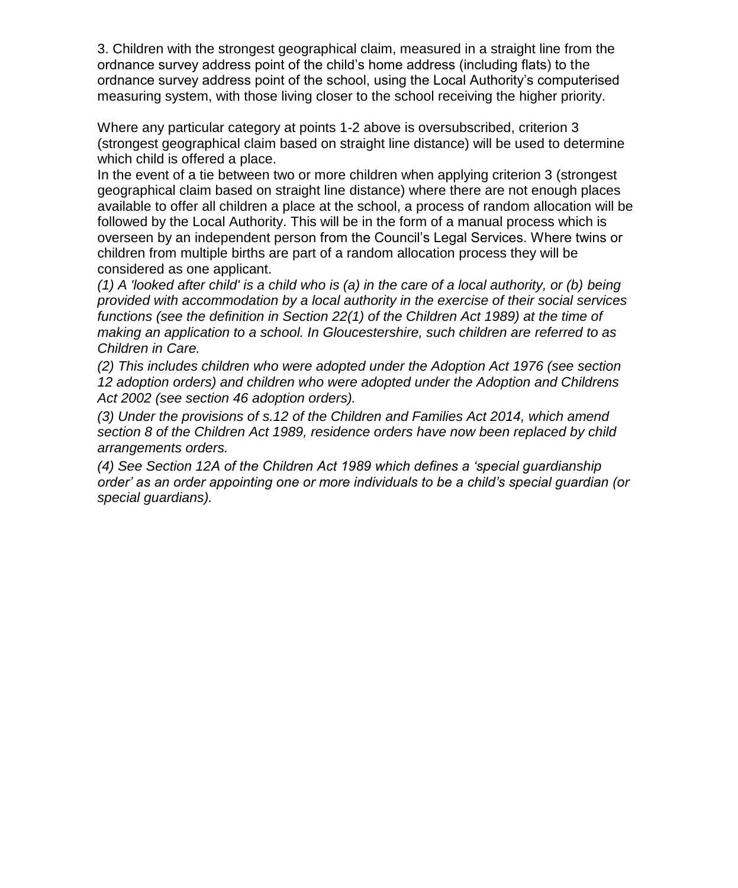3. Children with the strongest geographical claim, measured in a straight line from the ordnance survey address point of the child's home address (including flats) to the ordnance survey address point of the school, using the Local Authority's computerised measuring system, with those living closer to the school receiving the higher priority.

Where any particular category at points 1-2 above is oversubscribed, criterion 3 (strongest geographical claim based on straight line distance) will be used to determine which child is offered a place.

In the event of a tie between two or more children when applying criterion 3 (strongest geographical claim based on straight line distance) where there are not enough places available to offer all children a place at the school, a process of random allocation will be followed by the Local Authority. This will be in the form of a manual process which is overseen by an independent person from the Council's Legal Services. Where twins or children from multiple births are part of a random allocation process they will be considered as one applicant.

*(1) A 'looked after child' is a child who is (a) in the care of a local authority, or (b) being provided with accommodation by a local authority in the exercise of their social services functions (see the definition in Section 22(1) of the Children Act 1989) at the time of making an application to a school. In Gloucestershire, such children are referred to as Children in Care.*

*(2) This includes children who were adopted under the Adoption Act 1976 (see section 12 adoption orders) and children who were adopted under the Adoption and Childrens Act 2002 (see section 46 adoption orders).*

*(3) Under the provisions of s.12 of the Children and Families Act 2014, which amend section 8 of the Children Act 1989, residence orders have now been replaced by child arrangements orders.*

*(4) See Section 12A of the Children Act 1989 which defines a 'special guardianship order' as an order appointing one or more individuals to be a child's special guardian (or special guardians).*